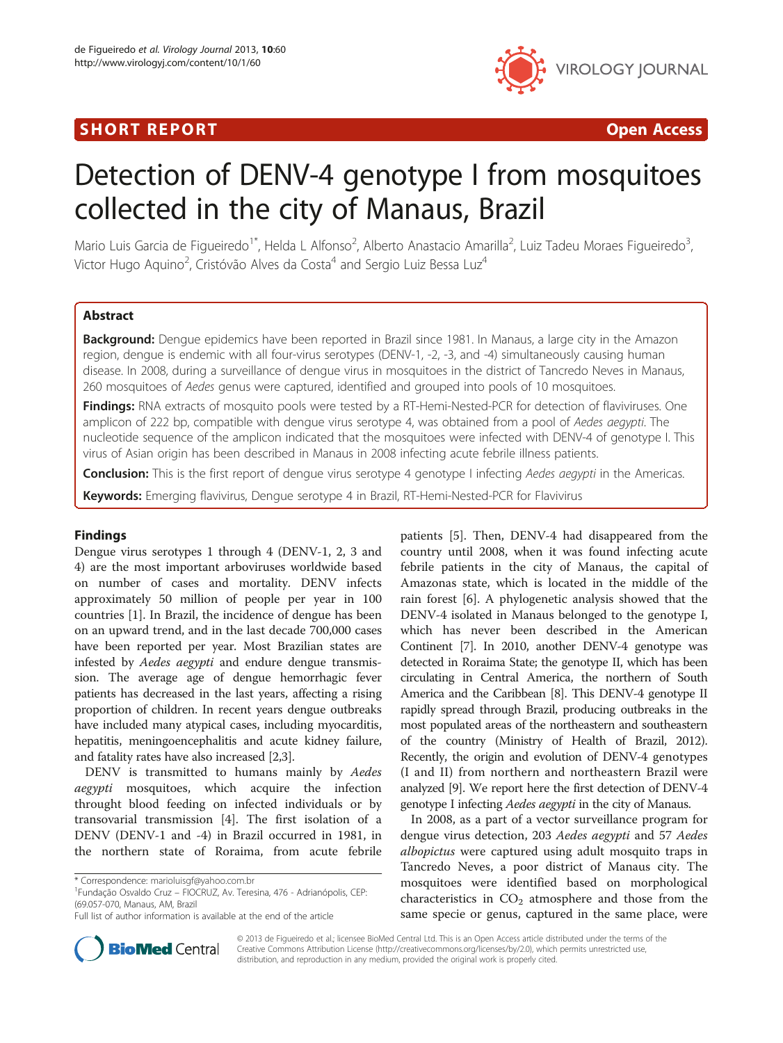**SHORT REPORT** **Open Access**

# Detection of DENV-4 genotype I from mosquitoes collected in the city of Manaus, Brazil

Mario Luis Garcia de Figueiredo[1*], Helda L Alfonso[2], Alberto Anastacio Amarilla[2], Luiz Tadeu Moraes Figueiredo[3], Victor Hugo Aquino[2], Cristóvão Alves da Costa[4] and Sergio Luiz Bessa Luz[4]

## Abstract

**Background:** Dengue epidemics have been reported in Brazil since 1981. In Manaus, a large city in the Amazon region, dengue is endemic with all four-virus serotypes (DENV-1, -2, -3, and -4) simultaneously causing human disease. In 2008, during a surveillance of dengue virus in mosquitoes in the district of Tancredo Neves in Manaus, 260 mosquitoes of *Aedes* genus were captured, identified and grouped into pools of 10 mosquitoes.

**Findings:** RNA extracts of mosquito pools were tested by a RT-Hemi-Nested-PCR for detection of flaviviruses. One amplicon of 222 bp, compatible with dengue virus serotype 4, was obtained from a pool of *Aedes aegypti*. The nucleotide sequence of the amplicon indicated that the mosquitoes were infected with DENV-4 of genotype I. This virus of Asian origin has been described in Manaus in 2008 infecting acute febrile illness patients.

**Conclusion:** This is the first report of dengue virus serotype 4 genotype I infecting *Aedes aegypti* in the Americas.

**Keywords:** Emerging flavivirus, Dengue serotype 4 in Brazil, RT-Hemi-Nested-PCR for Flavivirus

## Findings

Dengue virus serotypes 1 through 4 (DENV-1, 2, 3 and 4) are the most important arboviruses worldwide based on number of cases and mortality. DENV infects approximately 50 million of people per year in 100 countries [1]. In Brazil, the incidence of dengue has been on an upward trend, and in the last decade 700,000 cases have been reported per year. Most Brazilian states are infested by *Aedes aegypti* and endure dengue transmission. The average age of dengue hemorrhagic fever patients has decreased in the last years, affecting a rising proportion of children. In recent years dengue outbreaks have included many atypical cases, including myocarditis, hepatitis, meningoencephalitis and acute kidney failure, and fatality rates have also increased [2,3].

DENV is transmitted to humans mainly by *Aedes aegypti* mosquitoes, which acquire the infection throught blood feeding on infected individuals or by transovarial transmission [4]. The first isolation of a DENV (DENV-1 and -4) in Brazil occurred in 1981, in the northern state of Roraima, from acute febrile patients [5]. Then, DENV-4 had disappeared from the country until 2008, when it was found infecting acute febrile patients in the city of Manaus, the capital of Amazonas state, which is located in the middle of the rain forest [6]. A phylogenetic analysis showed that the DENV-4 isolated in Manaus belonged to the genotype I, which has never been described in the American Continent [7]. In 2010, another DENV-4 genotype was detected in Roraima State; the genotype II, which has been circulating in Central America, the northern of South America and the Caribbean [8]. This DENV-4 genotype II rapidly spread through Brazil, producing outbreaks in the most populated areas of the northeastern and southeastern of the country (Ministry of Health of Brazil, 2012). Recently, the origin and evolution of DENV-4 genotypes (I and II) from northern and northeastern Brazil were analyzed [9]. We report here the first detection of DENV-4 genotype I infecting *Aedes aegypti* in the city of Manaus.

In 2008, as a part of a vector surveillance program for dengue virus detection, 203 *Aedes aegypti* and 57 *Aedes albopictus* were captured using adult mosquito traps in Tancredo Neves, a poor district of Manaus city. The mosquitoes were identified based on morphological characteristics in $CO_2$ atmosphere and those from the same specie or genus, captured in the same place, were

\* Correspondence: marioluisgf@yahoo.com.br
[1]Fundação Osvaldo Cruz – FIOCRUZ, Av. Teresina, 476 - Adrianópolis, CEP: (69.057-070, Manaus, AM, Brazil
Full list of author information is available at the end of the article

© 2013 de Figueiredo et al.; licensee BioMed Central Ltd. This is an Open Access article distributed under the terms of the Creative Commons Attribution License (http://creativecommons.org/licenses/by/2.0), which permits unrestricted use, distribution, and reproduction in any medium, provided the original work is properly cited.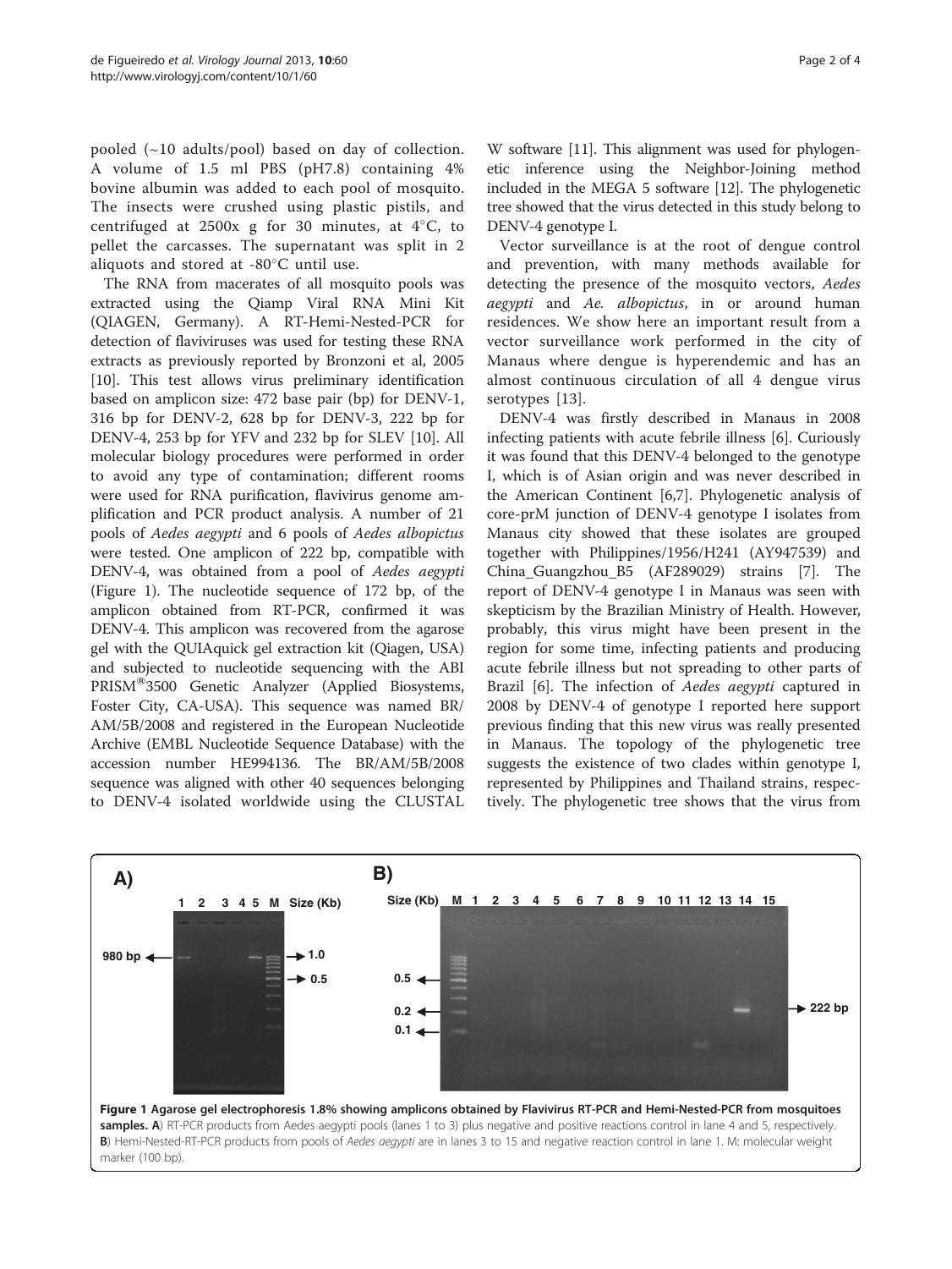pooled (~10 adults/pool) based on day of collection. A volume of 1.5 ml PBS (pH7.8) containing 4% bovine albumin was added to each pool of mosquito. The insects were crushed using plastic pistils, and centrifuged at 2500x g for 30 minutes, at 4°C, to pellet the carcasses. The supernatant was split in 2 aliquots and stored at -80°C until use.

The RNA from macerates of all mosquito pools was extracted using the Qiamp Viral RNA Mini Kit (QIAGEN, Germany). A RT-Hemi-Nested-PCR for detection of flaviviruses was used for testing these RNA extracts as previously reported by Bronzoni et al, 2005 [10]. This test allows virus preliminary identification based on amplicon size: 472 base pair (bp) for DENV-1, 316 bp for DENV-2, 628 bp for DENV-3, 222 bp for DENV-4, 253 bp for YFV and 232 bp for SLEV [10]. All molecular biology procedures were performed in order to avoid any type of contamination; different rooms were used for RNA purification, flavivirus genome amplification and PCR product analysis. A number of 21 pools of *Aedes aegypti* and 6 pools of *Aedes albopictus* were tested. One amplicon of 222 bp, compatible with DENV-4, was obtained from a pool of *Aedes aegypti* (Figure 1). The nucleotide sequence of 172 bp, of the amplicon obtained from RT-PCR, confirmed it was DENV-4. This amplicon was recovered from the agarose gel with the QUIAquick gel extraction kit (Qiagen, USA) and subjected to nucleotide sequencing with the ABI PRISM®3500 Genetic Analyzer (Applied Biosystems, Foster City, CA-USA). This sequence was named BR/AM/5B/2008 and registered in the European Nucleotide Archive (EMBL Nucleotide Sequence Database) with the accession number HE994136. The BR/AM/5B/2008 sequence was aligned with other 40 sequences belonging to DENV-4 isolated worldwide using the CLUSTAL W software [11]. This alignment was used for phylogenetic inference using the Neighbor-Joining method included in the MEGA 5 software [12]. The phylogenetic tree showed that the virus detected in this study belong to DENV-4 genotype I.

Vector surveillance is at the root of dengue control and prevention, with many methods available for detecting the presence of the mosquito vectors, *Aedes aegypti* and *Ae. albopictus*, in or around human residences. We show here an important result from a vector surveillance work performed in the city of Manaus where dengue is hyperendemic and has an almost continuous circulation of all 4 dengue virus serotypes [13].

DENV-4 was firstly described in Manaus in 2008 infecting patients with acute febrile illness [6]. Curiously it was found that this DENV-4 belonged to the genotype I, which is of Asian origin and was never described in the American Continent [6,7]. Phylogenetic analysis of core-prM junction of DENV-4 genotype I isolates from Manaus city showed that these isolates are grouped together with Philippines/1956/H241 (AY947539) and China_Guangzhou_B5 (AF289029) strains [7]. The report of DENV-4 genotype I in Manaus was seen with skepticism by the Brazilian Ministry of Health. However, probably, this virus might have been present in the region for some time, infecting patients and producing acute febrile illness but not spreading to other parts of Brazil [6]. The infection of *Aedes aegypti* captured in 2008 by DENV-4 of genotype I reported here support previous finding that this new virus was really presented in Manaus. The topology of the phylogenetic tree suggests the existence of two clades within genotype I, represented by Philippines and Thailand strains, respectively. The phylogenetic tree shows that the virus from

**Figure 1 Agarose gel electrophoresis 1.8% showing amplicons obtained by Flavivirus RT-PCR and Hemi-Nested-PCR from mosquitoes samples. A**) RT-PCR products from Aedes aegypti pools (lanes 1 to 3) plus negative and positive reactions control in lane 4 and 5, respectively. **B**) Hemi-Nested-RT-PCR products from pools of *Aedes aegypti* are in lanes 3 to 15 and negative reaction control in lane 1. M: molecular weight marker (100 bp).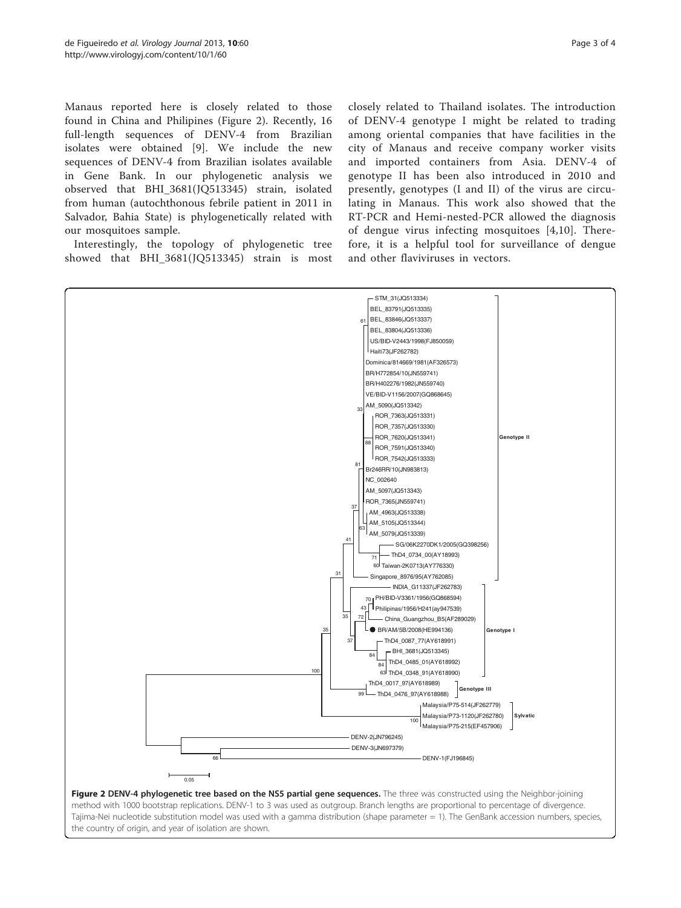Manaus reported here is closely related to those found in China and Philipines (Figure 2). Recently, 16 full-length sequences of DENV-4 from Brazilian isolates were obtained [9]. We include the new sequences of DENV-4 from Brazilian isolates available in Gene Bank. In our phylogenetic analysis we observed that BHI_3681(JQ513345) strain, isolated from human (autochthonous febrile patient in 2011 in Salvador, Bahia State) is phylogenetically related with our mosquitoes sample.

Interestingly, the topology of phylogenetic tree showed that BHI_3681(JQ513345) strain is most closely related to Thailand isolates. The introduction of DENV-4 genotype I might be related to trading among oriental companies that have facilities in the city of Manaus and receive company worker visits and imported containers from Asia. DENV-4 of genotype II has been also introduced in 2010 and presently, genotypes (I and II) of the virus are circulating in Manaus. This work also showed that the RT-PCR and Hemi-nested-PCR allowed the diagnosis of dengue virus infecting mosquitoes [4,10]. Therefore, it is a helpful tool for surveillance of dengue and other flaviviruses in vectors.

**Figure 2 DENV-4 phylogenetic tree based on the NS5 partial gene sequences.** The three was constructed using the Neighbor-joining method with 1000 bootstrap replications. DENV-1 to 3 was used as outgroup. Branch lengths are proportional to percentage of divergence. Tajima-Nei nucleotide substitution model was used with a gamma distribution (shape parameter = 1). The GenBank accession numbers, species, the country of origin, and year of isolation are shown.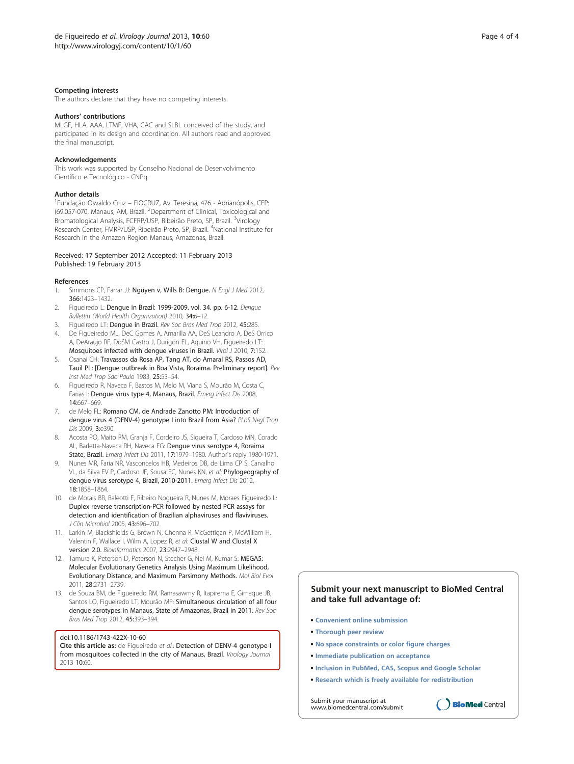### Competing interests

The authors declare that they have no competing interests.

### Authors' contributions

MLGF, HLA, AAA, LTMF, VHA, CAC and SLBL conceived of the study, and participated in its design and coordination. All authors read and approved the final manuscript.

### Acknowledgements

This work was supported by Conselho Nacional de Desenvolvimento Científico e Tecnológico - CNPq.

### Author details

[1]Fundação Osvaldo Cruz – FIOCRUZ, Av. Teresina, 476 - Adrianópolis, CEP: (69.057-070, Manaus, AM, Brazil. [2]Department of Clinical, Toxicological and Bromatological Analysis, FCFRP/USP, Ribeirão Preto, SP, Brazil. [3]Virology Research Center, FMRP/USP, Ribeirão Preto, SP, Brazil. [4]National Institute for Research in the Amazon Region Manaus, Amazonas, Brazil.

Received: 17 September 2012 Accepted: 11 February 2013
Published: 19 February 2013

### References

1. Simmons CP, Farrar JJ: **Nguyen v, Wills B: Dengue.** *N Engl J Med* 2012, **366:**1423–1432.
2. Figueiredo L: **Dengue in Brazil: 1999-2009. vol. 34. pp. 6-12.** *Dengue Bullettin (World Health Organization)* 2010, **34:**6–12.
3. Figueiredo LT: **Dengue in Brazil.** *Rev Soc Bras Med Trop* 2012, **45:**285.
4. De Figueiredo ML, DeC Gomes A, Amarilla AA, DeS Leandro A, DeS Orrico A, DeAraujo RF, DoSM Castro J, Durigon EL, Aquino VH, Figueiredo LT: **Mosquitoes infected with dengue viruses in Brazil.** *Virol J* 2010, **7:**152.
5. Osanai CH: **Travassos da Rosa AP, Tang AT, do Amaral RS, Passos AD, Tauil PL: [Dengue outbreak in Boa Vista, Roraima. Preliminary report].** *Rev Inst Med Trop Sao Paulo* 1983, **25:**53–54.
6. Figueiredo R, Naveca F, Bastos M, Melo M, Viana S, Mourão M, Costa C, Farias I: **Dengue virus type 4, Manaus, Brazil.** *Emerg Infect Dis* 2008, **14:**667–669.
7. de Melo FL: **Romano CM, de Andrade Zanotto PM: Introduction of dengue virus 4 (DENV-4) genotype I into Brazil from Asia?** *PLoS Negl Trop Dis* 2009, **3:**e390.
8. Acosta PO, Maito RM, Granja F, Cordeiro JS, Siqueira T, Cardoso MN, Corado AL, Barletta-Naveca RH, Naveca FG: **Dengue virus serotype 4, Roraima State, Brazil.** *Emerg Infect Dis* 2011, **17:**1979–1980. Author's reply 1980-1971.
9. Nunes MR, Faria NR, Vasconcelos HB, Medeiros DB, de Lima CP S, Carvalho VL, da Silva EV P, Cardoso JF, Sousa EC, Nunes KN, *et al*: **Phylogeography of dengue virus serotype 4, Brazil, 2010-2011.** *Emerg Infect Dis* 2012, **18:**1858–1864.
10. de Morais BR, Baleotti F, Ribeiro Nogueira R, Nunes M, Moraes Figueiredo L: **Duplex reverse transcription-PCR followed by nested PCR assays for detection and identification of Brazilian alphaviruses and flaviviruses.** *J Clin Microbiol* 2005, **43:**696–702.
11. Larkin M, Blackshields G, Brown N, Chenna R, McGettigan P, McWilliam H, Valentin F, Wallace I, Wilm A, Lopez R, *et al*: **Clustal W and Clustal X version 2.0.** *Bioinformatics* 2007, **23:**2947–2948.
12. Tamura K, Peterson D, Peterson N, Stecher G, Nei M, Kumar S: **MEGA5: Molecular Evolutionary Genetics Analysis Using Maximum Likelihood, Evolutionary Distance, and Maximum Parsimony Methods.** *Mol Biol Evol* 2011, **28:**2731–2739.
13. de Souza BM, de Figueiredo RM, Ramasawmy R, Itapirema E, Gimaque JB, Santos LO, Figueiredo LT, Mourão MP: **Simultaneous circulation of all four dengue serotypes in Manaus, State of Amazonas, Brazil in 2011.** *Rev Soc Bras Med Trop* 2012, **45:**393–394.

doi:10.1186/1743-422X-10-60

**Cite this article as:** de Figueiredo *et al.*: Detection of DENV-4 genotype I from mosquitoes collected in the city of Manaus, Brazil. *Virology Journal* 2013 **10:**60.

**Submit your next manuscript to BioMed Central and take full advantage of:**

- **Convenient online submission**
- **Thorough peer review**
- **No space constraints or color figure charges**
- **Immediate publication on acceptance**
- **Inclusion in PubMed, CAS, Scopus and Google Scholar**
- **Research which is freely available for redistribution**

Submit your manuscript at
www.biomedcentral.com/submit

BioMed Central